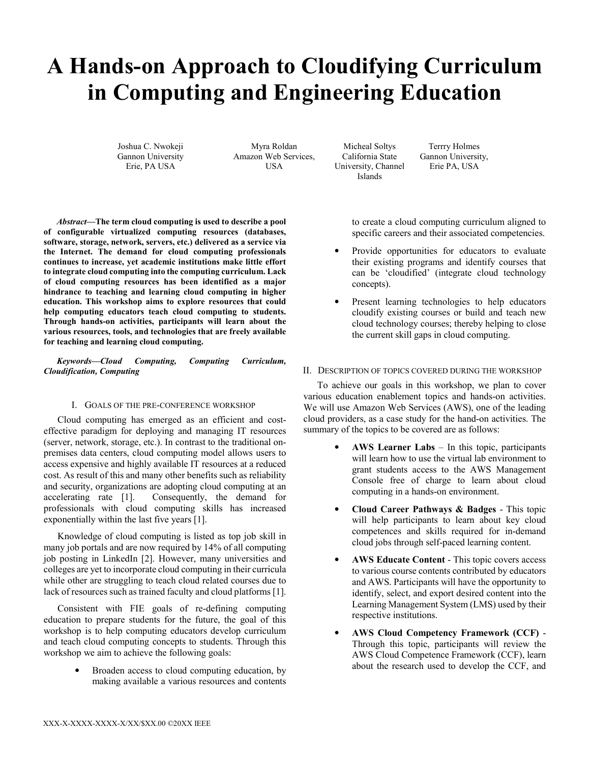# A Hands-on Approach to Cloudifying Curriculum in Computing and Engineering Education

Joshua C. Nwokeji
Gannon University
Erie, PA USA

Myra Roldan
Amazon Web Services,
USA

Micheal Soltys
California State
University, Channel
Islands

Terrry Holmes
Gannon University,
Erie PA, USA

***Abstract*—The term cloud computing is used to describe a pool of configurable virtualized computing resources (databases, software, storage, network, servers, etc.) delivered as a service via the Internet. The demand for cloud computing professionals continues to increase, yet academic institutions make little effort to integrate cloud computing into the computing curriculum. Lack of cloud computing resources has been identified as a major hindrance to teaching and learning cloud computing in higher education. This workshop aims to explore resources that could help computing educators teach cloud computing to students. Through hands-on activities, participants will learn about the various resources, tools, and technologies that are freely available for teaching and learning cloud computing.**

***Keywords—Cloud Computing, Computing Curriculum, Cloudification, Computing***

## I. Goals of the Pre-Conference Workshop

Cloud computing has emerged as an efficient and cost-effective paradigm for deploying and managing IT resources (server, network, storage, etc.). In contrast to the traditional on-premises data centers, cloud computing model allows users to access expensive and highly available IT resources at a reduced cost. As result of this and many other benefits such as reliability and security, organizations are adopting cloud computing at an accelerating rate [1]. Consequently, the demand for professionals with cloud computing skills has increased exponentially within the last five years [1].

Knowledge of cloud computing is listed as top job skill in many job portals and are now required by 14% of all computing job posting in LinkedIn [2]. However, many universities and colleges are yet to incorporate cloud computing in their curricula while other are struggling to teach cloud related courses due to lack of resources such as trained faculty and cloud platforms [1].

Consistent with FIE goals of re-defining computing education to prepare students for the future, the goal of this workshop is to help computing educators develop curriculum and teach cloud computing concepts to students. Through this workshop we aim to achieve the following goals:

- Broaden access to cloud computing education, by making available a various resources and contents to create a cloud computing curriculum aligned to specific careers and their associated competencies.
- Provide opportunities for educators to evaluate their existing programs and identify courses that can be 'cloudified' (integrate cloud technology concepts).
- Present learning technologies to help educators cloudify existing courses or build and teach new cloud technology courses; thereby helping to close the current skill gaps in cloud computing.

## II. Description of Topics Covered During the Workshop

To achieve our goals in this workshop, we plan to cover various education enablement topics and hands-on activities. We will use Amazon Web Services (AWS), one of the leading cloud providers, as a case study for the hand-on activities. The summary of the topics to be covered are as follows:

- **AWS Learner Labs** – In this topic, participants will learn how to use the virtual lab environment to grant students access to the AWS Management Console free of charge to learn about cloud computing in a hands-on environment.
- **Cloud Career Pathways & Badges** - This topic will help participants to learn about key cloud competences and skills required for in-demand cloud jobs through self-paced learning content.
- **AWS Educate Content** - This topic covers access to various course contents contributed by educators and AWS. Participants will have the opportunity to identify, select, and export desired content into the Learning Management System (LMS) used by their respective institutions.
- **AWS Cloud Competency Framework (CCF)** - Through this topic, participants will review the AWS Cloud Competence Framework (CCF), learn about the research used to develop the CCF, and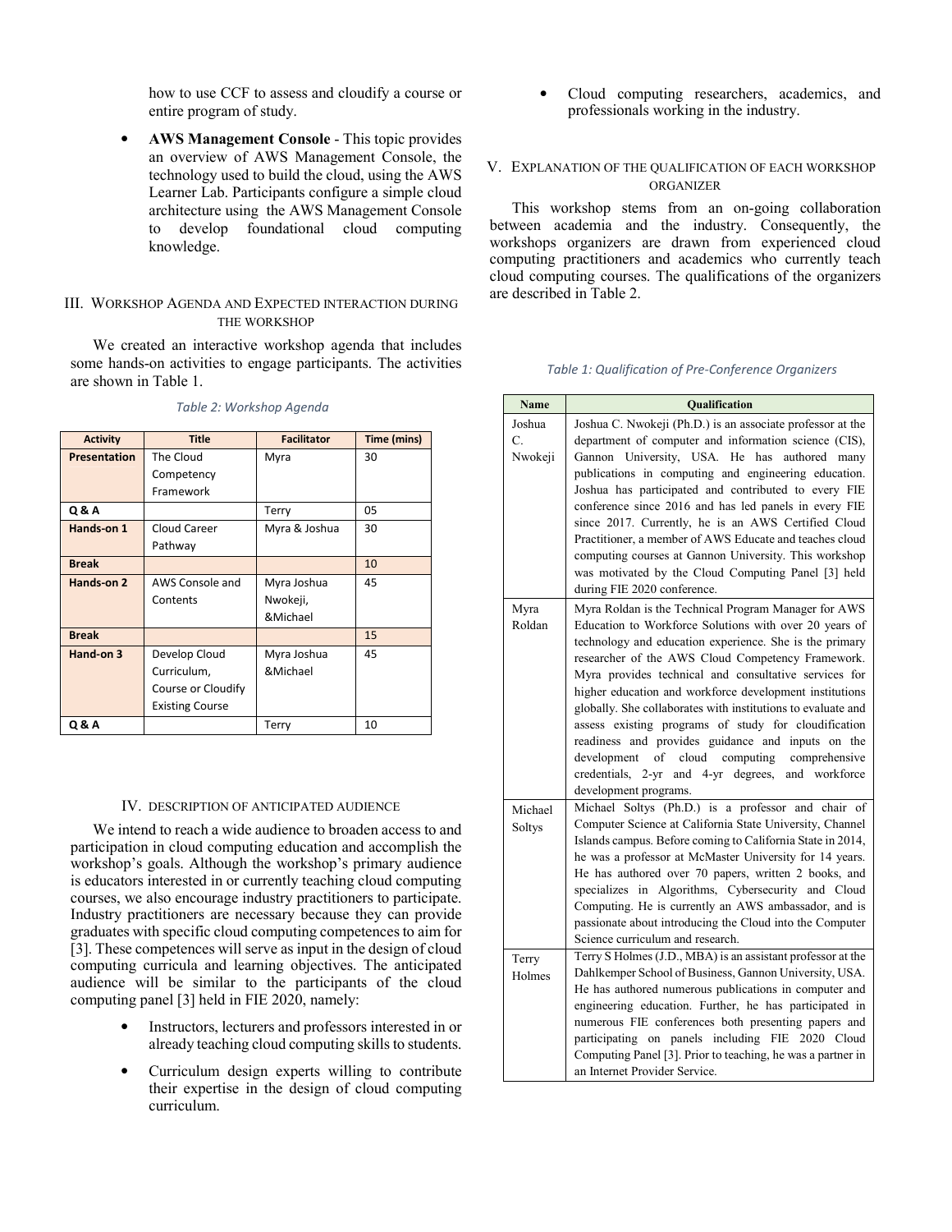how to use CCF to assess and cloudify a course or entire program of study.

- **AWS Management Console** - This topic provides an overview of AWS Management Console, the technology used to build the cloud, using the AWS Learner Lab. Participants configure a simple cloud architecture using the AWS Management Console to develop foundational cloud computing knowledge.

## III. Workshop Agenda and Expected interaction during the workshop

We created an interactive workshop agenda that includes some hands-on activities to engage participants. The activities are shown in Table 1.

*Table 2: Workshop Agenda*

| Activity | Title | Facilitator | Time (mins) |
|---|---|---|---|
| **Presentation** | The Cloud Competency Framework | Myra | 30 |
| **Q & A** | | Terry | 05 |
| **Hands-on 1** | Cloud Career Pathway | Myra & Joshua | 30 |
| **Break** | | | 10 |
| **Hands-on 2** | AWS Console and Contents | Myra Joshua Nwokeji, &Michael | 45 |
| **Break** | | | 15 |
| **Hand-on 3** | Develop Cloud Curriculum, Course or Cloudify Existing Course | Myra Joshua &Michael | 45 |
| **Q & A** | | Terry | 10 |

## IV. Description of anticipated audience

We intend to reach a wide audience to broaden access to and participation in cloud computing education and accomplish the workshop's goals. Although the workshop's primary audience is educators interested in or currently teaching cloud computing courses, we also encourage industry practitioners to participate. Industry practitioners are necessary because they can provide graduates with specific cloud computing competences to aim for [3]. These competences will serve as input in the design of cloud computing curricula and learning objectives. The anticipated audience will be similar to the participants of the cloud computing panel [3] held in FIE 2020, namely:

- Instructors, lecturers and professors interested in or already teaching cloud computing skills to students.
- Curriculum design experts willing to contribute their expertise in the design of cloud computing curriculum.
- Cloud computing researchers, academics, and professionals working in the industry.

## V. Explanation of the qualification of each workshop organizer

This workshop stems from an on-going collaboration between academia and the industry. Consequently, the workshops organizers are drawn from experienced cloud computing practitioners and academics who currently teach cloud computing courses. The qualifications of the organizers are described in Table 2.

*Table 1: Qualification of Pre-Conference Organizers*

| Name | Qualification |
|---|---|
| Joshua C. Nwokeji | Joshua C. Nwokeji (Ph.D.) is an associate professor at the department of computer and information science (CIS), Gannon University, USA. He has authored many publications in computing and engineering education. Joshua has participated and contributed to every FIE conference since 2016 and has led panels in every FIE since 2017. Currently, he is an AWS Certified Cloud Practitioner, a member of AWS Educate and teaches cloud computing courses at Gannon University. This workshop was motivated by the Cloud Computing Panel [3] held during FIE 2020 conference. |
| Myra Roldan | Myra Roldan is the Technical Program Manager for AWS Education to Workforce Solutions with over 20 years of technology and education experience. She is the primary researcher of the AWS Cloud Competency Framework. Myra provides technical and consultative services for higher education and workforce development institutions globally. She collaborates with institutions to evaluate and assess existing programs of study for cloudification readiness and provides guidance and inputs on the development of cloud computing comprehensive credentials, 2-yr and 4-yr degrees, and workforce development programs. |
| Michael Soltys | Michael Soltys (Ph.D.) is a professor and chair of Computer Science at California State University, Channel Islands campus. Before coming to California State in 2014, he was a professor at McMaster University for 14 years. He has authored over 70 papers, written 2 books, and specializes in Algorithms, Cybersecurity and Cloud Computing. He is currently an AWS ambassador, and is passionate about introducing the Cloud into the Computer Science curriculum and research. |
| Terry Holmes | Terry S Holmes (J.D., MBA) is an assistant professor at the Dahlkemper School of Business, Gannon University, USA. He has authored numerous publications in computer and engineering education. Further, he has participated in numerous FIE conferences both presenting papers and participating on panels including FIE 2020 Cloud Computing Panel [3]. Prior to teaching, he was a partner in an Internet Provider Service. |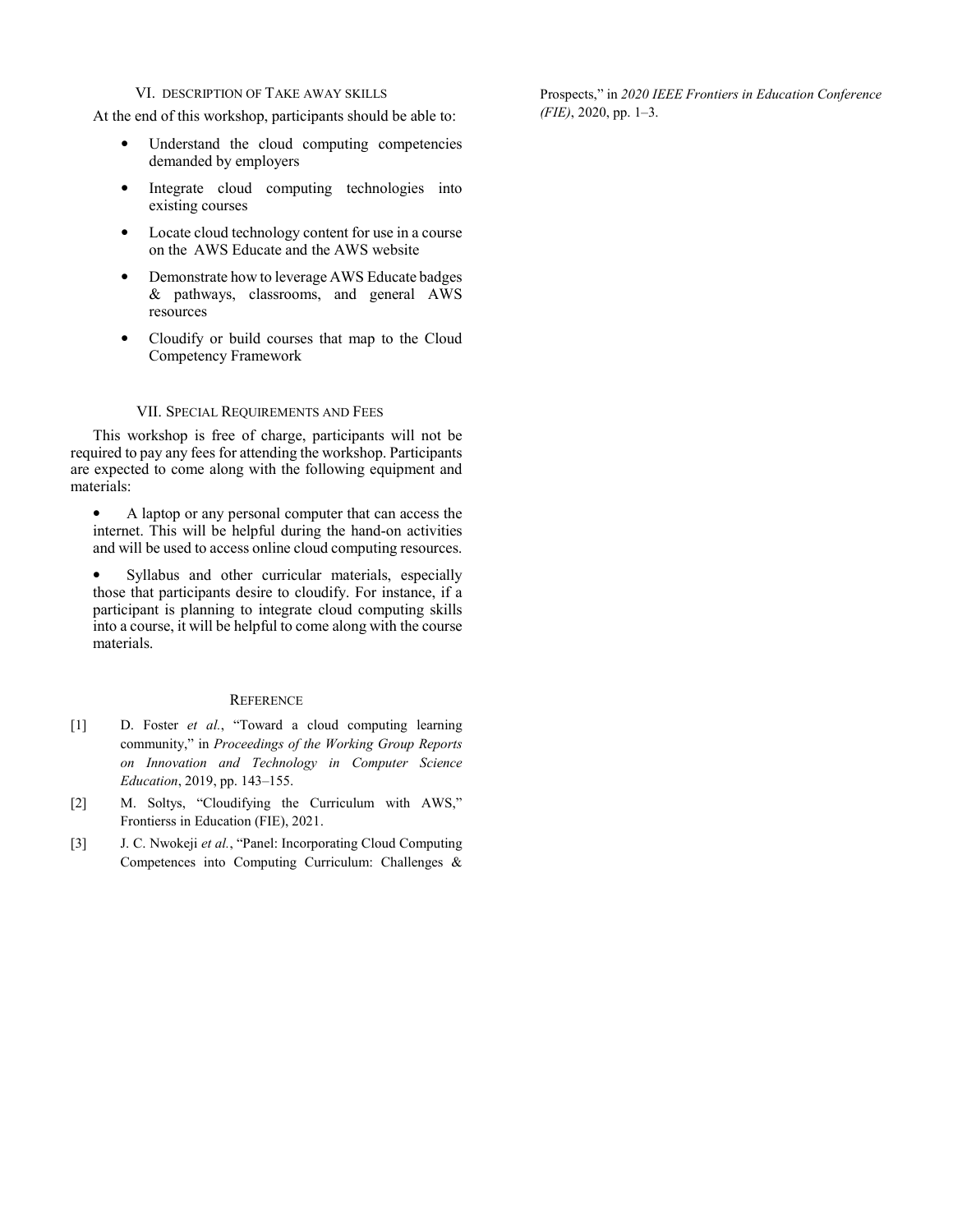## VI. DESCRIPTION OF TAKE AWAY SKILLS

At the end of this workshop, participants should be able to:

- Understand the cloud computing competencies demanded by employers
- Integrate cloud computing technologies into existing courses
- Locate cloud technology content for use in a course on the AWS Educate and the AWS website
- Demonstrate how to leverage AWS Educate badges & pathways, classrooms, and general AWS resources
- Cloudify or build courses that map to the Cloud Competency Framework

## VII. SPECIAL REQUIREMENTS AND FEES

This workshop is free of charge, participants will not be required to pay any fees for attending the workshop. Participants are expected to come along with the following equipment and materials:

- A laptop or any personal computer that can access the internet. This will be helpful during the hand-on activities and will be used to access online cloud computing resources.
- Syllabus and other curricular materials, especially those that participants desire to cloudify. For instance, if a participant is planning to integrate cloud computing skills into a course, it will be helpful to come along with the course materials.

## REFERENCE

[1] D. Foster *et al.*, "Toward a cloud computing learning community," in *Proceedings of the Working Group Reports on Innovation and Technology in Computer Science Education*, 2019, pp. 143–155.

[2] M. Soltys, "Cloudifying the Curriculum with AWS," Frontierss in Education (FIE), 2021.

[3] J. C. Nwokeji *et al.*, "Panel: Incorporating Cloud Computing Competences into Computing Curriculum: Challenges & Prospects," in *2020 IEEE Frontiers in Education Conference (FIE)*, 2020, pp. 1–3.